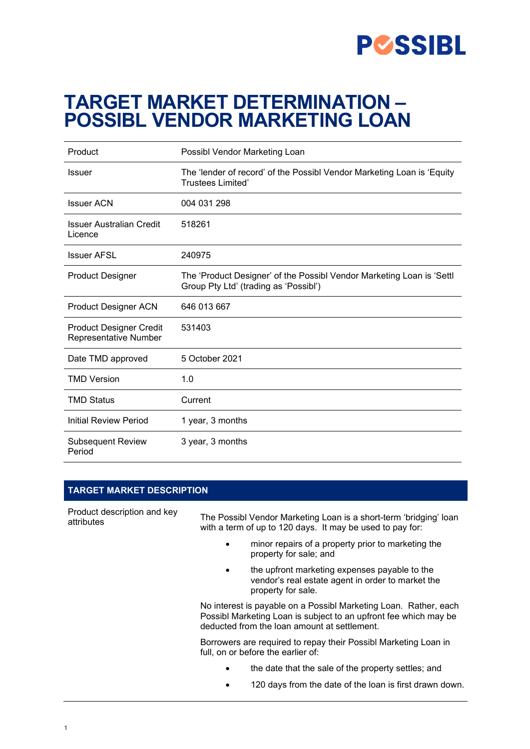# TARGET MARKET DETERMINATION – POSSIBL VENDOR MARKETING LOAN

| | |
|---|---|
| Product | Possibl Vendor Marketing Loan |
| Issuer | The 'lender of record' of the Possibl Vendor Marketing Loan is 'Equity Trustees Limited' |
| Issuer ACN | 004 031 298 |
| Issuer Australian Credit Licence | 518261 |
| Issuer AFSL | 240975 |
| Product Designer | The 'Product Designer' of the Possibl Vendor Marketing Loan is 'Settl Group Pty Ltd' (trading as 'Possibl') |
| Product Designer ACN | 646 013 667 |
| Product Designer Credit Representative Number | 531403 |
| Date TMD approved | 5 October 2021 |
| TMD Version | 1.0 |
| TMD Status | Current |
| Initial Review Period | 1 year, 3 months |
| Subsequent Review Period | 3 year, 3 months |

## TARGET MARKET DESCRIPTION

**Product description and key attributes**

The Possibl Vendor Marketing Loan is a short-term 'bridging' loan with a term of up to 120 days. It may be used to pay for:

- minor repairs of a property prior to marketing the property for sale; and
- the upfront marketing expenses payable to the vendor's real estate agent in order to market the property for sale.

No interest is payable on a Possibl Marketing Loan. Rather, each Possibl Marketing Loan is subject to an upfront fee which may be deducted from the loan amount at settlement.

Borrowers are required to repay their Possibl Marketing Loan in full, on or before the earlier of:

- the date that the sale of the property settles; and
- 120 days from the date of the loan is first drawn down.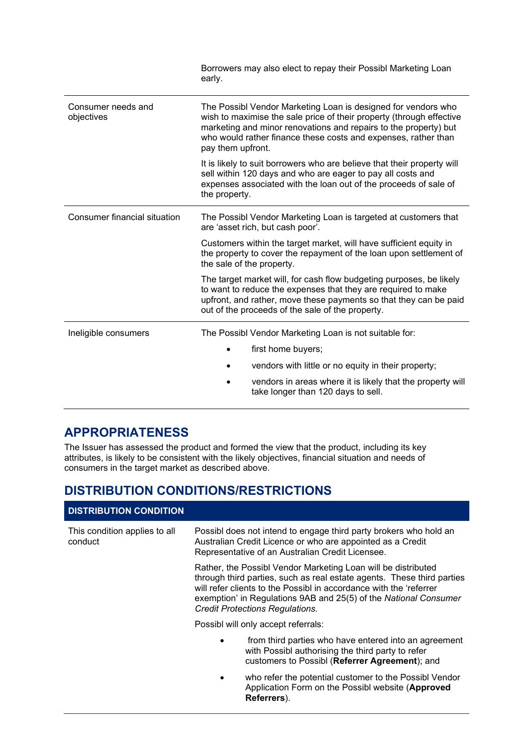|  |  |
|---|---|
|  | Borrowers may also elect to repay their Possibl Marketing Loan early. |
| Consumer needs and objectives | The Possibl Vendor Marketing Loan is designed for vendors who wish to maximise the sale price of their property (through effective marketing and minor renovations and repairs to the property) but who would rather finance these costs and expenses, rather than pay them upfront.<br><br>It is likely to suit borrowers who are believe that their property will sell within 120 days and who are eager to pay all costs and expenses associated with the loan out of the proceeds of sale of the property. |
| Consumer financial situation | The Possibl Vendor Marketing Loan is targeted at customers that are 'asset rich, but cash poor'.<br><br>Customers within the target market, will have sufficient equity in the property to cover the repayment of the loan upon settlement of the sale of the property.<br><br>The target market will, for cash flow budgeting purposes, be likely to want to reduce the expenses that they are required to make upfront, and rather, move these payments so that they can be paid out of the proceeds of the sale of the property. |
| Ineligible consumers | The Possibl Vendor Marketing Loan is not suitable for:<br>• first home buyers;<br>• vendors with little or no equity in their property;<br>• vendors in areas where it is likely that the property will take longer than 120 days to sell. |

## APPROPRIATENESS

The Issuer has assessed the product and formed the view that the product, including its key attributes, is likely to be consistent with the likely objectives, financial situation and needs of consumers in the target market as described above.

## DISTRIBUTION CONDITIONS/RESTRICTIONS

| DISTRIBUTION CONDITION |  |
|---|---|
| This condition applies to all conduct | Possibl does not intend to engage third party brokers who hold an Australian Credit Licence or who are appointed as a Credit Representative of an Australian Credit Licensee.<br><br>Rather, the Possibl Vendor Marketing Loan will be distributed through third parties, such as real estate agents. These third parties will refer clients to the Possibl in accordance with the 'referrer exemption' in Regulations 9AB and 25(5) of the *National Consumer Credit Protections Regulations.*<br><br>Possibl will only accept referrals:<br>• from third parties who have entered into an agreement with Possibl authorising the third party to refer customers to Possibl (**Referrer Agreement**); and<br>• who refer the potential customer to the Possibl Vendor Application Form on the Possibl website (**Approved Referrers**). |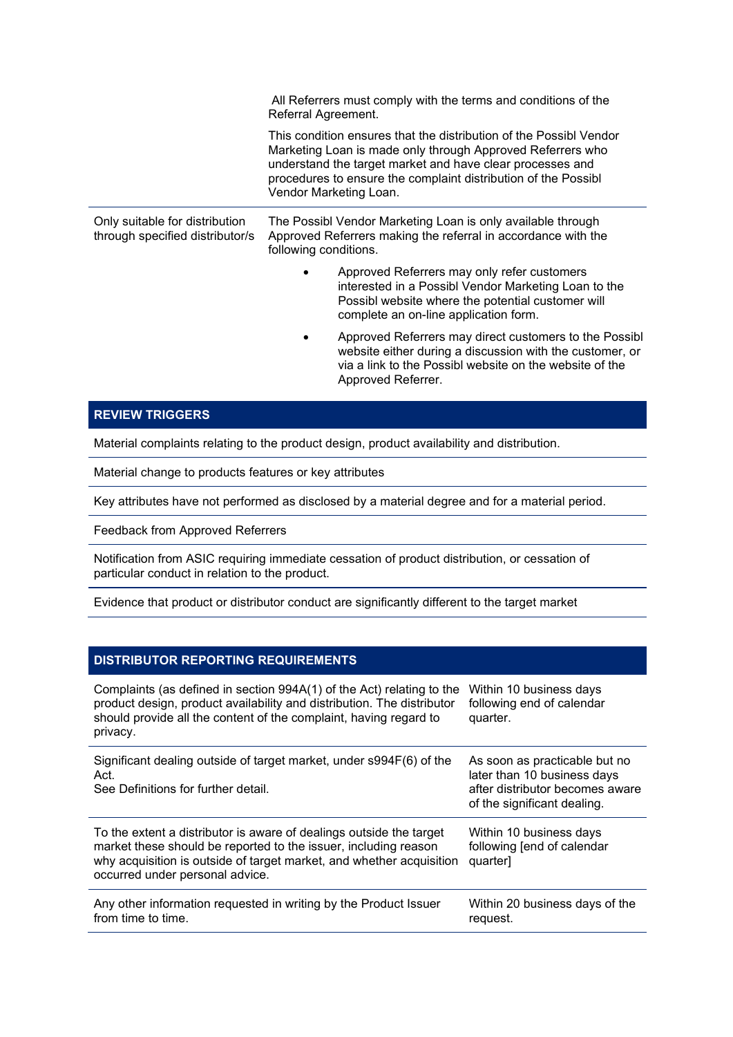| | |
|---|---|
| | All Referrers must comply with the terms and conditions of the Referral Agreement.<br><br>This condition ensures that the distribution of the Possibl Vendor Marketing Loan is made only through Approved Referrers who understand the target market and have clear processes and procedures to ensure the complaint distribution of the Possibl Vendor Marketing Loan. |
| Only suitable for distribution through specified distributor/s | The Possibl Vendor Marketing Loan is only available through Approved Referrers making the referral in accordance with the following conditions.<br><br>• Approved Referrers may only refer customers interested in a Possibl Vendor Marketing Loan to the Possibl website where the potential customer will complete an on-line application form.<br><br>• Approved Referrers may direct customers to the Possibl website either during a discussion with the customer, or via a link to the Possibl website on the website of the Approved Referrer. |

| REVIEW TRIGGERS |
|---|
| Material complaints relating to the product design, product availability and distribution. |
| Material change to products features or key attributes |
| Key attributes have not performed as disclosed by a material degree and for a material period. |
| Feedback from Approved Referrers |
| Notification from ASIC requiring immediate cessation of product distribution, or cessation of particular conduct in relation to the product. |
| Evidence that product or distributor conduct are significantly different to the target market |

| DISTRIBUTOR REPORTING REQUIREMENTS | |
|---|---|
| Complaints (as defined in section 994A(1) of the Act) relating to the product design, product availability and distribution. The distributor should provide all the content of the complaint, having regard to privacy. | Within 10 business days following end of calendar quarter. |
| Significant dealing outside of target market, under s994F(6) of the Act.<br>See Definitions for further detail. | As soon as practicable but no later than 10 business days after distributor becomes aware of the significant dealing. |
| To the extent a distributor is aware of dealings outside the target market these should be reported to the issuer, including reason why acquisition is outside of target market, and whether acquisition occurred under personal advice. | Within 10 business days following [end of calendar quarter] |
| Any other information requested in writing by the Product Issuer from time to time. | Within 20 business days of the request. |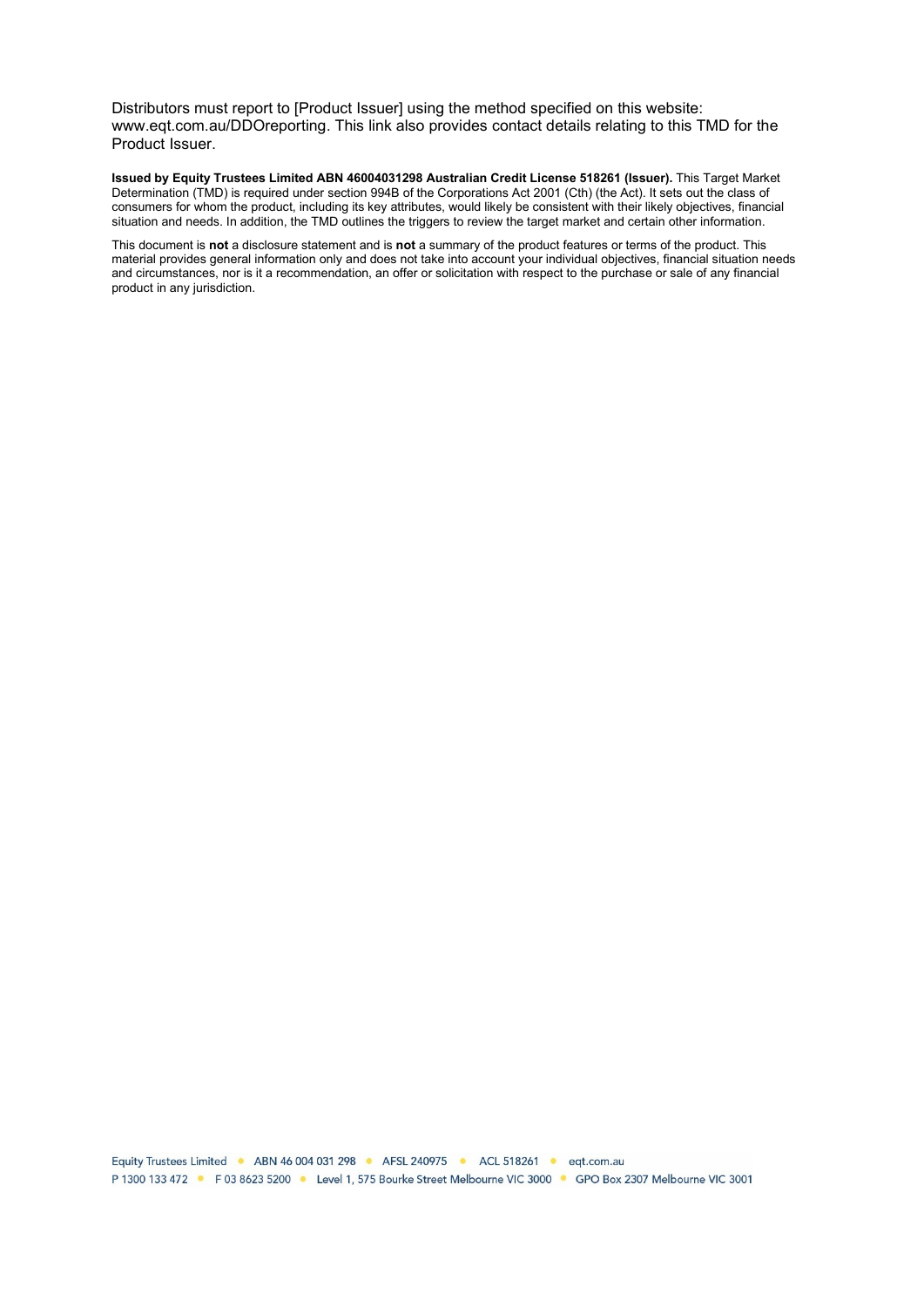Distributors must report to [Product Issuer] using the method specified on this website: www.eqt.com.au/DDOreporting. This link also provides contact details relating to this TMD for the Product Issuer.

**Issued by Equity Trustees Limited ABN 46004031298 Australian Credit License 518261 (Issuer).** This Target Market Determination (TMD) is required under section 994B of the Corporations Act 2001 (Cth) (the Act). It sets out the class of consumers for whom the product, including its key attributes, would likely be consistent with their likely objectives, financial situation and needs. In addition, the TMD outlines the triggers to review the target market and certain other information.

This document is **not** a disclosure statement and is **not** a summary of the product features or terms of the product. This material provides general information only and does not take into account your individual objectives, financial situation needs and circumstances, nor is it a recommendation, an offer or solicitation with respect to the purchase or sale of any financial product in any jurisdiction.